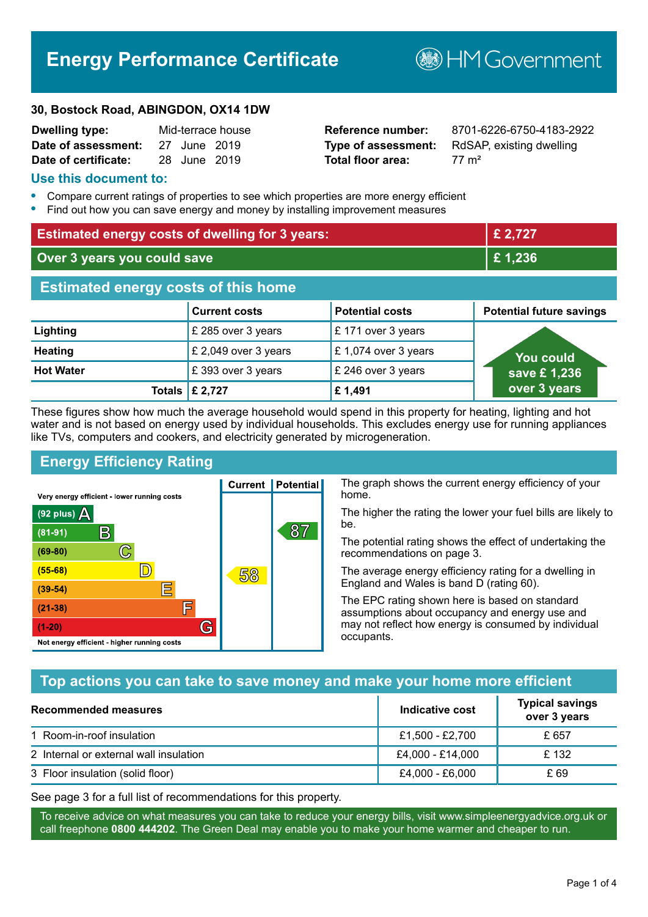# Energy Performance Certificate

HM Government

**30, Bostock Road, ABINGDON, OX14 1DW**

| | | | |
|---|---|---|---|
| **Dwelling type:** | Mid-terrace house | **Reference number:** | 8701-6226-6750-4183-2922 |
| **Date of assessment:** | 27 June 2019 | **Type of assessment:** | RdSAP, existing dwelling |
| **Date of certificate:** | 28 June 2019 | **Total floor area:** | 77 m² |

## Use this document to:

- Compare current ratings of properties to see which properties are more energy efficient
- Find out how you can save energy and money by installing improvement measures

| | |
|---|---|
| **Estimated energy costs of dwelling for 3 years:** | **£ 2,727** |
| **Over 3 years you could save** | **£ 1,236** |

## Estimated energy costs of this home

| | Current costs | Potential costs | Potential future savings |
|---|---|---|---|
| **Lighting** | £ 285 over 3 years | £ 171 over 3 years | You could save £ 1,236 over 3 years |
| **Heating** | £ 2,049 over 3 years | £ 1,074 over 3 years | |
| **Hot Water** | £ 393 over 3 years | £ 246 over 3 years | |
| **Totals** | **£ 2,727** | **£ 1,491** | |

These figures show how much the average household would spend in this property for heating, lighting and hot water and is not based on energy used by individual households. This excludes energy use for running appliances like TVs, computers and cookers, and electricity generated by microgeneration.

## Energy Efficiency Rating

Very energy efficient - lower running costs

| Rating band | Current | Potential |
|---|---|---|
| (92 plus) A | | |
| (81-91) B | | 87 |
| (69-80) C | | |
| (55-68) D | 58 | |
| (39-54) E | | |
| (21-38) F | | |
| (1-20) G | | |

Not energy efficient - higher running costs

The graph shows the current energy efficiency of your home.

The higher the rating the lower your fuel bills are likely to be.

The potential rating shows the effect of undertaking the recommendations on page 3.

The average energy efficiency rating for a dwelling in England and Wales is band D (rating 60).

The EPC rating shown here is based on standard assumptions about occupancy and energy use and may not reflect how energy is consumed by individual occupants.

## Top actions you can take to save money and make your home more efficient

| Recommended measures | Indicative cost | Typical savings over 3 years |
|---|---|---|
| 1 Room-in-roof insulation | £1,500 - £2,700 | £ 657 |
| 2 Internal or external wall insulation | £4,000 - £14,000 | £ 132 |
| 3 Floor insulation (solid floor) | £4,000 - £6,000 | £ 69 |

See page 3 for a full list of recommendations for this property.

To receive advice on what measures you can take to reduce your energy bills, visit www.simpleenergyadvice.org.uk or call freephone **0800 444202**. The Green Deal may enable you to make your home warmer and cheaper to run.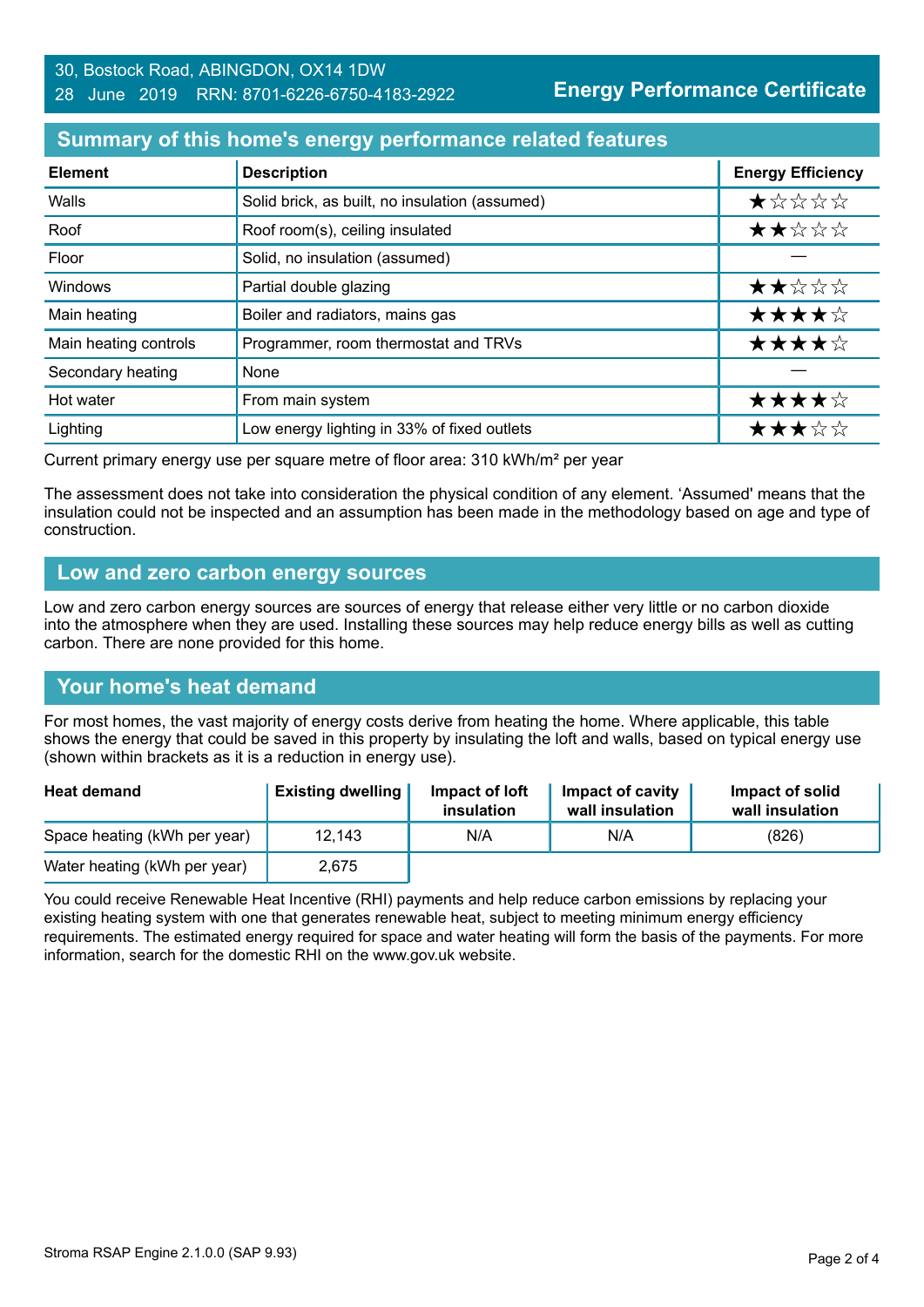30, Bostock Road, ABINGDON, OX14 1DW
28 June 2019 RRN: 8701-6226-6750-4183-2922

**Energy Performance Certificate**

## Summary of this home's energy performance related features

| Element | Description | Energy Efficiency |
|---|---|---|
| Walls | Solid brick, as built, no insulation (assumed) | ★☆☆☆☆ |
| Roof | Roof room(s), ceiling insulated | ★★☆☆☆ |
| Floor | Solid, no insulation (assumed) | — |
| Windows | Partial double glazing | ★★☆☆☆ |
| Main heating | Boiler and radiators, mains gas | ★★★★☆ |
| Main heating controls | Programmer, room thermostat and TRVs | ★★★★☆ |
| Secondary heating | None | — |
| Hot water | From main system | ★★★★☆ |
| Lighting | Low energy lighting in 33% of fixed outlets | ★★★☆☆ |

Current primary energy use per square metre of floor area: 310 kWh/m² per year

The assessment does not take into consideration the physical condition of any element. 'Assumed' means that the insulation could not be inspected and an assumption has been made in the methodology based on age and type of construction.

## Low and zero carbon energy sources

Low and zero carbon energy sources are sources of energy that release either very little or no carbon dioxide into the atmosphere when they are used. Installing these sources may help reduce energy bills as well as cutting carbon. There are none provided for this home.

## Your home's heat demand

For most homes, the vast majority of energy costs derive from heating the home. Where applicable, this table shows the energy that could be saved in this property by insulating the loft and walls, based on typical energy use (shown within brackets as it is a reduction in energy use).

| Heat demand | Existing dwelling | Impact of loft insulation | Impact of cavity wall insulation | Impact of solid wall insulation |
|---|---|---|---|---|
| Space heating (kWh per year) | 12,143 | N/A | N/A | (826) |
| Water heating (kWh per year) | 2,675 | | | |

You could receive Renewable Heat Incentive (RHI) payments and help reduce carbon emissions by replacing your existing heating system with one that generates renewable heat, subject to meeting minimum energy efficiency requirements. The estimated energy required for space and water heating will form the basis of the payments. For more information, search for the domestic RHI on the www.gov.uk website.

Stroma RSAP Engine 2.1.0.0 (SAP 9.93)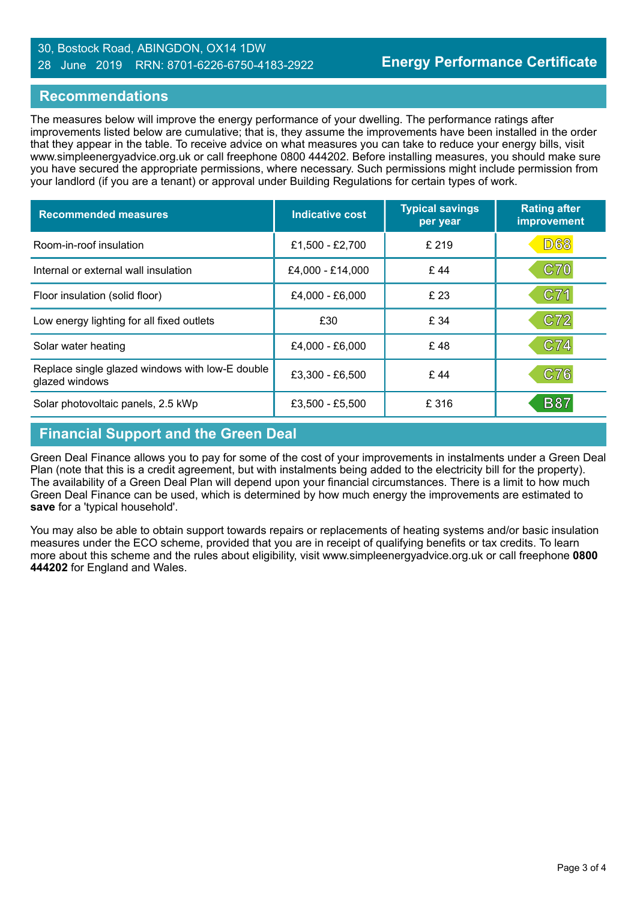30, Bostock Road, ABINGDON, OX14 1DW
28 June 2019 RRN: 8701-6226-6750-4183-2922

**Energy Performance Certificate**

## Recommendations

The measures below will improve the energy performance of your dwelling. The performance ratings after improvements listed below are cumulative; that is, they assume the improvements have been installed in the order that they appear in the table. To receive advice on what measures you can take to reduce your energy bills, visit www.simpleenergyadvice.org.uk or call freephone 0800 444202. Before installing measures, you should make sure you have secured the appropriate permissions, where necessary. Such permissions might include permission from your landlord (if you are a tenant) or approval under Building Regulations for certain types of work.

| Recommended measures | Indicative cost | Typical savings per year | Rating after improvement |
|---|---|---|---|
| Room-in-roof insulation | £1,500 - £2,700 | £ 219 | D68 |
| Internal or external wall insulation | £4,000 - £14,000 | £ 44 | C70 |
| Floor insulation (solid floor) | £4,000 - £6,000 | £ 23 | C71 |
| Low energy lighting for all fixed outlets | £30 | £ 34 | C72 |
| Solar water heating | £4,000 - £6,000 | £ 48 | C74 |
| Replace single glazed windows with low-E double glazed windows | £3,300 - £6,500 | £ 44 | C76 |
| Solar photovoltaic panels, 2.5 kWp | £3,500 - £5,500 | £ 316 | B87 |

## Financial Support and the Green Deal

Green Deal Finance allows you to pay for some of the cost of your improvements in instalments under a Green Deal Plan (note that this is a credit agreement, but with instalments being added to the electricity bill for the property). The availability of a Green Deal Plan will depend upon your financial circumstances. There is a limit to how much Green Deal Finance can be used, which is determined by how much energy the improvements are estimated to **save** for a 'typical household'.

You may also be able to obtain support towards repairs or replacements of heating systems and/or basic insulation measures under the ECO scheme, provided that you are in receipt of qualifying benefits or tax credits. To learn more about this scheme and the rules about eligibility, visit www.simpleenergyadvice.org.uk or call freephone **0800 444202** for England and Wales.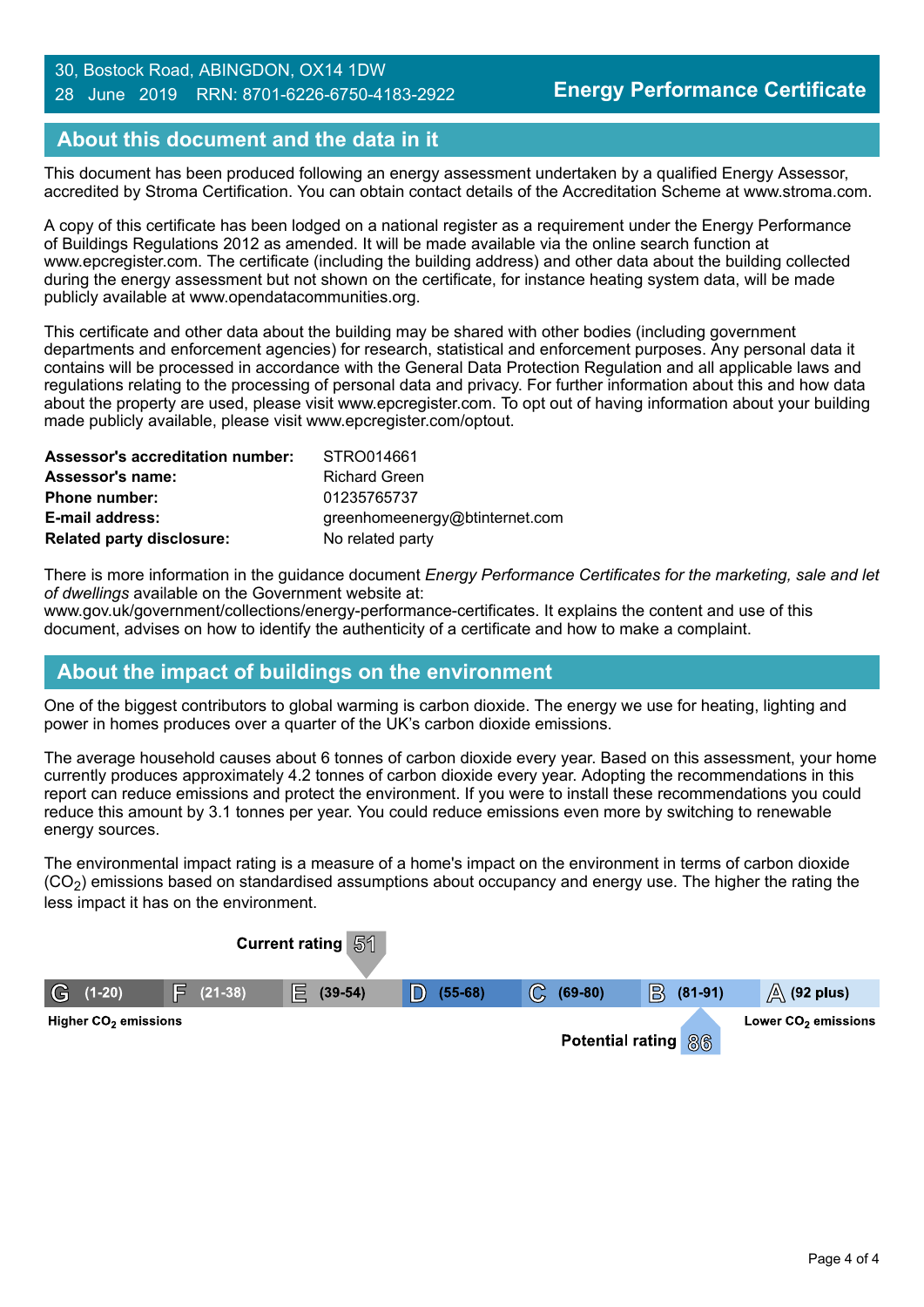30, Bostock Road, ABINGDON, OX14 1DW
28 June 2019 RRN: 8701-6226-6750-4183-2922

**Energy Performance Certificate**

## About this document and the data in it

This document has been produced following an energy assessment undertaken by a qualified Energy Assessor, accredited by Stroma Certification. You can obtain contact details of the Accreditation Scheme at www.stroma.com.

A copy of this certificate has been lodged on a national register as a requirement under the Energy Performance of Buildings Regulations 2012 as amended. It will be made available via the online search function at www.epcregister.com. The certificate (including the building address) and other data about the building collected during the energy assessment but not shown on the certificate, for instance heating system data, will be made publicly available at www.opendatacommunities.org.

This certificate and other data about the building may be shared with other bodies (including government departments and enforcement agencies) for research, statistical and enforcement purposes. Any personal data it contains will be processed in accordance with the General Data Protection Regulation and all applicable laws and regulations relating to the processing of personal data and privacy. For further information about this and how data about the property are used, please visit www.epcregister.com. To opt out of having information about your building made publicly available, please visit www.epcregister.com/optout.

| | |
|---|---|
| **Assessor's accreditation number:** | STRO014661 |
| **Assessor's name:** | Richard Green |
| **Phone number:** | 01235765737 |
| **E-mail address:** | greenhomeenergy@btinternet.com |
| **Related party disclosure:** | No related party |

There is more information in the guidance document *Energy Performance Certificates for the marketing, sale and let of dwellings* available on the Government website at: www.gov.uk/government/collections/energy-performance-certificates. It explains the content and use of this document, advises on how to identify the authenticity of a certificate and how to make a complaint.

## About the impact of buildings on the environment

One of the biggest contributors to global warming is carbon dioxide. The energy we use for heating, lighting and power in homes produces over a quarter of the UK's carbon dioxide emissions.

The average household causes about 6 tonnes of carbon dioxide every year. Based on this assessment, your home currently produces approximately 4.2 tonnes of carbon dioxide every year. Adopting the recommendations in this report can reduce emissions and protect the environment. If you were to install these recommendations you could reduce this amount by 3.1 tonnes per year. You could reduce emissions even more by switching to renewable energy sources.

The environmental impact rating is a measure of a home's impact on the environment in terms of carbon dioxide ($CO_2$) emissions based on standardised assumptions about occupancy and energy use. The higher the rating the less impact it has on the environment.

Current rating 51

G (1-20) F (21-38) E (39-54) D (55-68) C (69-80) B (81-91) A (92 plus)

Higher $CO_2$ emissions

Lower $CO_2$ emissions

Potential rating 86